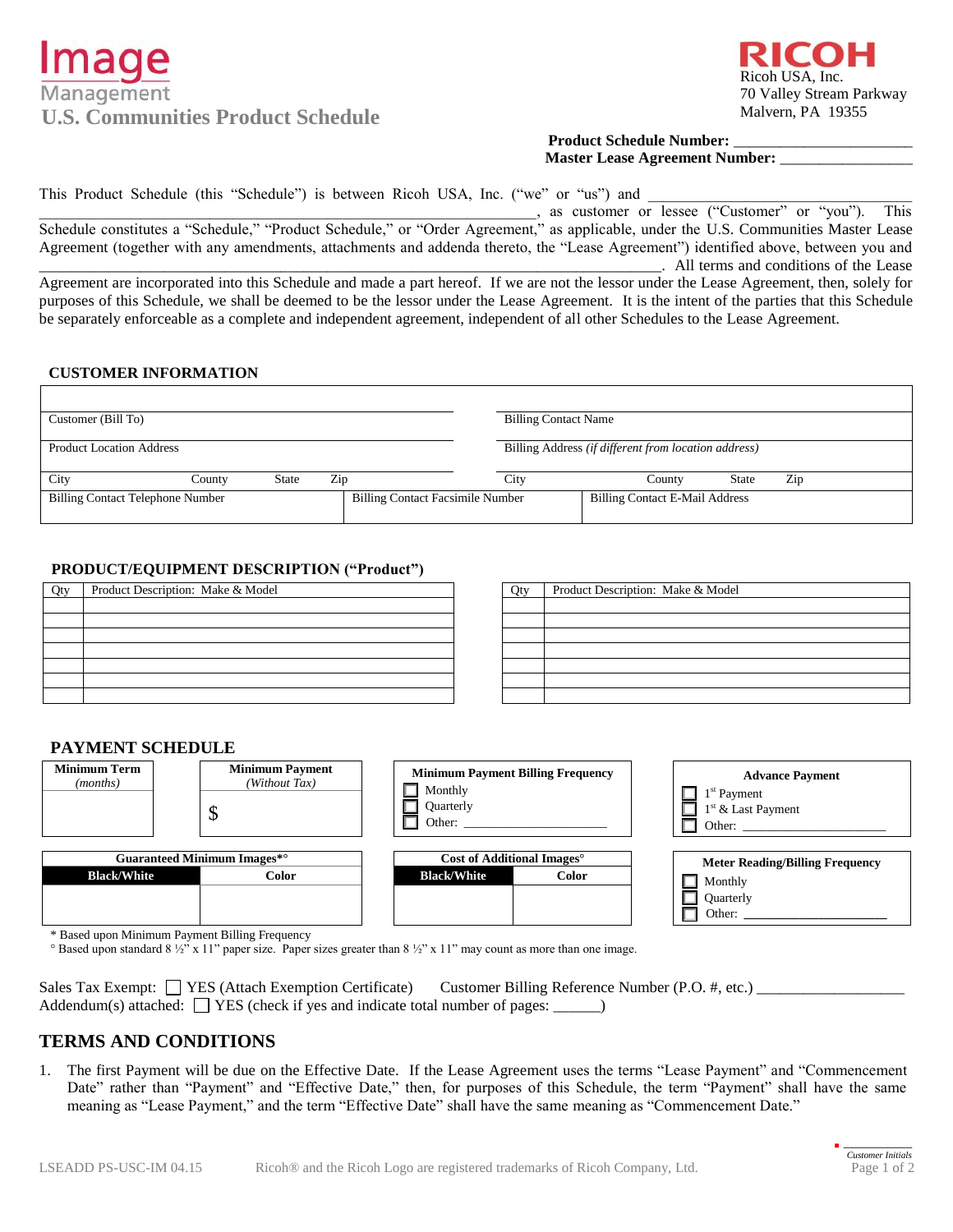# Image Management

## U.S. Communities Product Schedule

**RICOH**
Ricoh USA, Inc.
70 Valley Stream Parkway
Malvern, PA 19355

**Product Schedule Number:** ______________________
**Master Lease Agreement Number:** ________________

This Product Schedule (this "Schedule") is between Ricoh USA, Inc. ("we" or "us") and ______________________________ ____________________________________________________________, as customer or lessee ("Customer" or "you"). This Schedule constitutes a "Schedule," "Product Schedule," or "Order Agreement," as applicable, under the U.S. Communities Master Lease Agreement (together with any amendments, attachments and addenda thereto, the "Lease Agreement") identified above, between you and ______________________________________________________________________________. All terms and conditions of the Lease Agreement are incorporated into this Schedule and made a part hereof. If we are not the lessor under the Lease Agreement, then, solely for purposes of this Schedule, we shall be deemed to be the lessor under the Lease Agreement. It is the intent of the parties that this Schedule be separately enforceable as a complete and independent agreement, independent of all other Schedules to the Lease Agreement.

### CUSTOMER INFORMATION

| | | | | |
|---|---|---|---|---|
| Customer (Bill To) | | | Billing Contact Name | |
| Product Location Address | | | Billing Address *(if different from location address)* | |
| City | County | State Zip | City County | State Zip |
| Billing Contact Telephone Number | | Billing Contact Facsimile Number | Billing Contact E-Mail Address | |

### PRODUCT/EQUIPMENT DESCRIPTION ("Product")

| Qty | Product Description: Make & Model | Qty | Product Description: Make & Model |
|---|---|---|---|
| | | | |
| | | | |
| | | | |
| | | | |
| | | | |
| | | | |
| | | | |

### PAYMENT SCHEDULE

| Minimum Term *(months)* | Minimum Payment *(Without Tax)* |
|---|---|
| | $ |

**Minimum Payment Billing Frequency**
- ☐ Monthly
- ☐ Quarterly
- ☐ Other: ____________________

**Advance Payment**
- ☐ 1st Payment
- ☐ 1st & Last Payment
- ☐ Other: ____________________

| Guaranteed Minimum Images*° | |
|---|---|
| **Black/White** | **Color** |
| | |

| Cost of Additional Images° | |
|---|---|
| **Black/White** | **Color** |
| | |

**Meter Reading/Billing Frequency**
- ☐ Monthly
- ☐ Quarterly
- ☐ Other: ____________________

\* Based upon Minimum Payment Billing Frequency
° Based upon standard 8 ½" x 11" paper size. Paper sizes greater than 8 ½" x 11" may count as more than one image.

Sales Tax Exempt: ☐ YES (Attach Exemption Certificate) Customer Billing Reference Number (P.O. #, etc.) __________________
Addendum(s) attached: ☐ YES (check if yes and indicate total number of pages: ______)

## TERMS AND CONDITIONS

1. The first Payment will be due on the Effective Date. If the Lease Agreement uses the terms "Lease Payment" and "Commencement Date" rather than "Payment" and "Effective Date," then, for purposes of this Schedule, the term "Payment" shall have the same meaning as "Lease Payment," and the term "Effective Date" shall have the same meaning as "Commencement Date."

_______ *Customer Initials*

LSEADD PS-USC-IM 04.15 Ricoh® and the Ricoh Logo are registered trademarks of Ricoh Company, Ltd.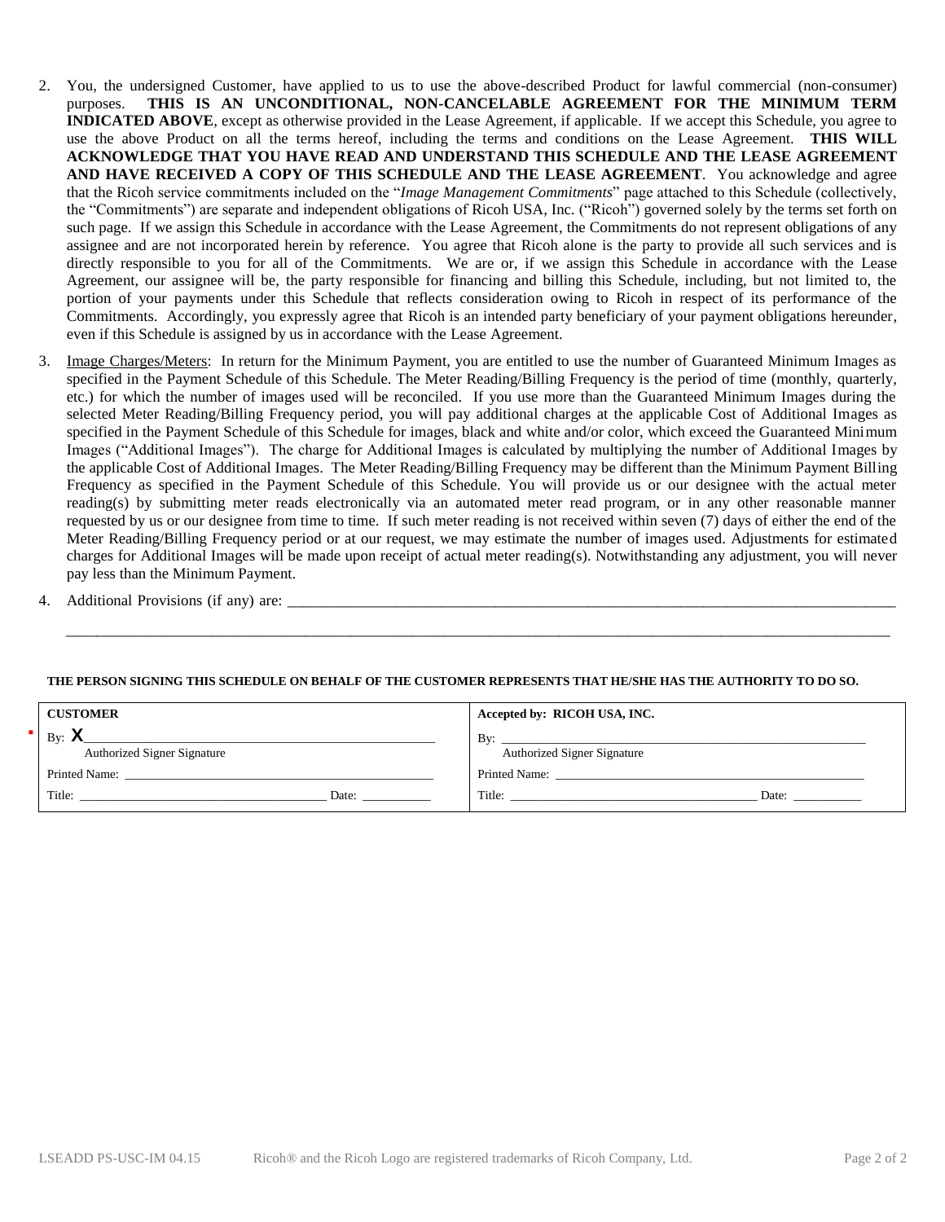2. You, the undersigned Customer, have applied to us to use the above-described Product for lawful commercial (non-consumer) purposes. **THIS IS AN UNCONDITIONAL, NON-CANCELABLE AGREEMENT FOR THE MINIMUM TERM INDICATED ABOVE**, except as otherwise provided in the Lease Agreement, if applicable. If we accept this Schedule, you agree to use the above Product on all the terms hereof, including the terms and conditions on the Lease Agreement. **THIS WILL ACKNOWLEDGE THAT YOU HAVE READ AND UNDERSTAND THIS SCHEDULE AND THE LEASE AGREEMENT AND HAVE RECEIVED A COPY OF THIS SCHEDULE AND THE LEASE AGREEMENT**. You acknowledge and agree that the Ricoh service commitments included on the "*Image Management Commitments*" page attached to this Schedule (collectively, the "Commitments") are separate and independent obligations of Ricoh USA, Inc. ("Ricoh") governed solely by the terms set forth on such page. If we assign this Schedule in accordance with the Lease Agreement, the Commitments do not represent obligations of any assignee and are not incorporated herein by reference. You agree that Ricoh alone is the party to provide all such services and is directly responsible to you for all of the Commitments. We are or, if we assign this Schedule in accordance with the Lease Agreement, our assignee will be, the party responsible for financing and billing this Schedule, including, but not limited to, the portion of your payments under this Schedule that reflects consideration owing to Ricoh in respect of its performance of the Commitments. Accordingly, you expressly agree that Ricoh is an intended party beneficiary of your payment obligations hereunder, even if this Schedule is assigned by us in accordance with the Lease Agreement.

3. Image Charges/Meters: In return for the Minimum Payment, you are entitled to use the number of Guaranteed Minimum Images as specified in the Payment Schedule of this Schedule. The Meter Reading/Billing Frequency is the period of time (monthly, quarterly, etc.) for which the number of images used will be reconciled. If you use more than the Guaranteed Minimum Images during the selected Meter Reading/Billing Frequency period, you will pay additional charges at the applicable Cost of Additional Images as specified in the Payment Schedule of this Schedule for images, black and white and/or color, which exceed the Guaranteed Minimum Images ("Additional Images"). The charge for Additional Images is calculated by multiplying the number of Additional Images by the applicable Cost of Additional Images. The Meter Reading/Billing Frequency may be different than the Minimum Payment Billing Frequency as specified in the Payment Schedule of this Schedule. You will provide us or our designee with the actual meter reading(s) by submitting meter reads electronically via an automated meter read program, or in any other reasonable manner requested by us or our designee from time to time. If such meter reading is not received within seven (7) days of either the end of the Meter Reading/Billing Frequency period or at our request, we may estimate the number of images used. Adjustments for estimated charges for Additional Images will be made upon receipt of actual meter reading(s). Notwithstanding any adjustment, you will never pay less than the Minimum Payment.

4. Additional Provisions (if any) are: ____________________________________________________________

______________________________________________________________________________________________

**THE PERSON SIGNING THIS SCHEDULE ON BEHALF OF THE CUSTOMER REPRESENTS THAT HE/SHE HAS THE AUTHORITY TO DO SO.**

| **CUSTOMER** | **Accepted by: RICOH USA, INC.** |
|---|---|
| By: **X**________________________ Authorized Signer Signature | By: ________________________ Authorized Signer Signature |
| Printed Name: ________________________ | Printed Name: ________________________ |
| Title: ____________________ Date: __________ | Title: ____________________ Date: __________ |

LSEADD PS-USC-IM 04.15 Ricoh® and the Ricoh Logo are registered trademarks of Ricoh Company, Ltd.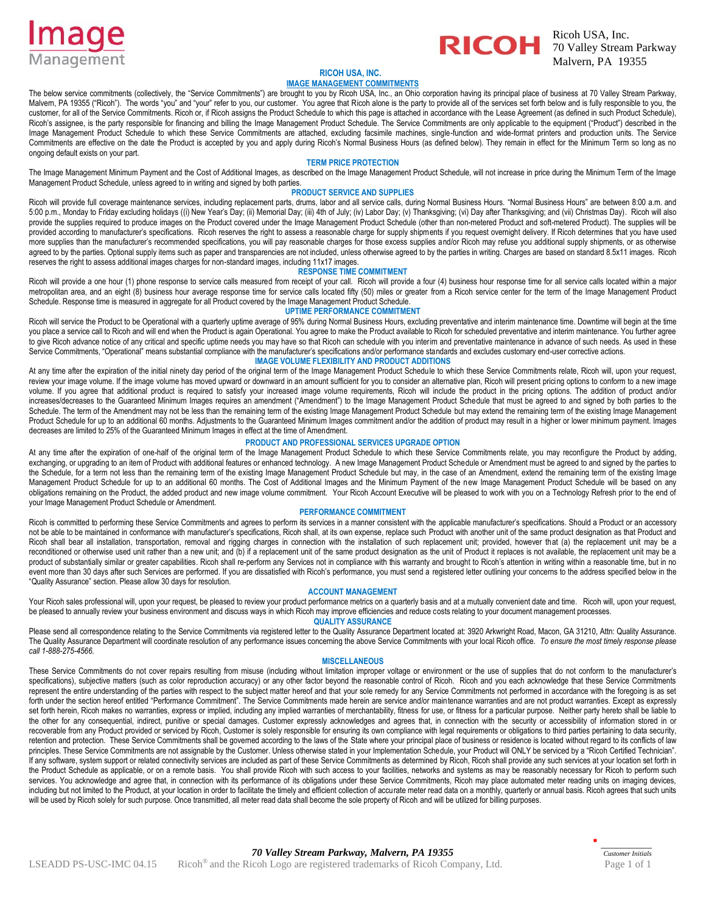Image Management

**RICOH**

Ricoh USA, Inc.
70 Valley Stream Parkway
Malvern, PA 19355

# RICOH USA, INC.

## IMAGE MANAGEMENT COMMITMENTS

The below service commitments (collectively, the "Service Commitments") are brought to you by Ricoh USA, Inc., an Ohio corporation having its principal place of business at 70 Valley Stream Parkway, Malvern, PA 19355 ("Ricoh"). The words "you" and "your" refer to you, our customer. You agree that Ricoh alone is the party to provide all of the services set forth below and is fully responsible to you, the customer, for all of the Service Commitments. Ricoh or, if Ricoh assigns the Product Schedule to which this page is attached in accordance with the Lease Agreement (as defined in such Product Schedule), Ricoh's assignee, is the party responsible for financing and billing the Image Management Product Schedule. The Service Commitments are only applicable to the equipment ("Product") described in the Image Management Product Schedule to which these Service Commitments are attached, excluding facsimile machines, single-function and wide-format printers and production units. The Service Commitments are effective on the date the Product is accepted by you and apply during Ricoh's Normal Business Hours (as defined below). They remain in effect for the Minimum Term so long as no ongoing default exists on your part.

### TERM PRICE PROTECTION

The Image Management Minimum Payment and the Cost of Additional Images, as described on the Image Management Product Schedule, will not increase in price during the Minimum Term of the Image Management Product Schedule, unless agreed to in writing and signed by both parties.

### PRODUCT SERVICE AND SUPPLIES

Ricoh will provide full coverage maintenance services, including replacement parts, drums, labor and all service calls, during Normal Business Hours. "Normal Business Hours" are between 8:00 a.m. and 5:00 p.m., Monday to Friday excluding holidays ((i) New Year's Day; (ii) Memorial Day; (iii) 4th of July; (iv) Labor Day; (v) Thanksgiving; (vi) Day after Thanksgiving; and (vii) Christmas Day). Ricoh will also provide the supplies required to produce images on the Product covered under the Image Management Product Schedule (other than non-metered Product and soft-metered Product). The supplies will be provided according to manufacturer's specifications. Ricoh reserves the right to assess a reasonable charge for supply shipments if you request overnight delivery. If Ricoh determines that you have used more supplies than the manufacturer's recommended specifications, you will pay reasonable charges for those excess supplies and/or Ricoh may refuse you additional supply shipments, or as otherwise agreed to by the parties. Optional supply items such as paper and transparencies are not included, unless otherwise agreed to by the parties in writing. Charges are based on standard 8.5x11 images. Ricoh reserves the right to assess additional images charges for non-standard images, including 11x17 images.

### RESPONSE TIME COMMITMENT

Ricoh will provide a one hour (1) phone response to service calls measured from receipt of your call. Ricoh will provide a four (4) business hour response time for all service calls located within a major metropolitan area, and an eight (8) business hour average response time for service calls located fifty (50) miles or greater from a Ricoh service center for the term of the Image Management Product Schedule. Response time is measured in aggregate for all Product covered by the Image Management Product Schedule.

### UPTIME PERFORMANCE COMMITMENT

Ricoh will service the Product to be Operational with a quarterly uptime average of 95% during Normal Business Hours, excluding preventative and interim maintenance time. Downtime will begin at the time you place a service call to Ricoh and will end when the Product is again Operational. You agree to make the Product available to Ricoh for scheduled preventative and interim maintenance. You further agree to give Ricoh advance notice of any critical and specific uptime needs you may have so that Ricoh can schedule with you interim and preventative maintenance in advance of such needs. As used in these Service Commitments, "Operational" means substantial compliance with the manufacturer's specifications and/or performance standards and excludes customary end-user corrective actions.

### IMAGE VOLUME FLEXIBILITY AND PRODUCT ADDITIONS

At any time after the expiration of the initial ninety day period of the original term of the Image Management Product Schedule to which these Service Commitments relate, Ricoh will, upon your request, review your image volume. If the image volume has moved upward or downward in an amount sufficient for you to consider an alternative plan, Ricoh will present pricing options to conform to a new image volume. If you agree that additional product is required to satisfy your increased image volume requirements, Ricoh will include the product in the pricing options. The addition of product and/or increases/decreases to the Guaranteed Minimum Images requires an amendment ("Amendment") to the Image Management Product Schedule that must be agreed to and signed by both parties to the Schedule. The term of the Amendment may not be less than the remaining term of the existing Image Management Product Schedule but may extend the remaining term of the existing Image Management Product Schedule for up to an additional 60 months. Adjustments to the Guaranteed Minimum Images commitment and/or the addition of product may result in a higher or lower minimum payment. Images decreases are limited to 25% of the Guaranteed Minimum Images in effect at the time of Amendment.

### PRODUCT AND PROFESSIONAL SERVICES UPGRADE OPTION

At any time after the expiration of one-half of the original term of the Image Management Product Schedule to which these Service Commitments relate, you may reconfigure the Product by adding, exchanging, or upgrading to an item of Product with additional features or enhanced technology. A new Image Management Product Schedule or Amendment must be agreed to and signed by the parties to the Schedule, for a term not less than the remaining term of the existing Image Management Product Schedule but may, in the case of an Amendment, extend the remaining term of the existing Image Management Product Schedule for up to an additional 60 months. The Cost of Additional Images and the Minimum Payment of the new Image Management Product Schedule will be based on any obligations remaining on the Product, the added product and new image volume commitment. Your Ricoh Account Executive will be pleased to work with you on a Technology Refresh prior to the end of your Image Management Product Schedule or Amendment.

### PERFORMANCE COMMITMENT

Ricoh is committed to performing these Service Commitments and agrees to perform its services in a manner consistent with the applicable manufacturer's specifications. Should a Product or an accessory not be able to be maintained in conformance with manufacturer's specifications, Ricoh shall, at its own expense, replace such Product with another unit of the same product designation as that Product and Ricoh shall bear all installation, transportation, removal and rigging charges in connection with the installation of such replacement unit; provided, however that (a) the replacement unit may be a reconditioned or otherwise used unit rather than a new unit; and (b) if a replacement unit of the same product designation as the unit of Product it replaces is not available, the replacement unit may be a product of substantially similar or greater capabilities. Ricoh shall re-perform any Services not in compliance with this warranty and brought to Ricoh's attention in writing within a reasonable time, but in no event more than 30 days after such Services are performed. If you are dissatisfied with Ricoh's performance, you must send a registered letter outlining your concerns to the address specified below in the "Quality Assurance" section. Please allow 30 days for resolution.

### ACCOUNT MANAGEMENT

Your Ricoh sales professional will, upon your request, be pleased to review your product performance metrics on a quarterly basis and at a mutually convenient date and time. Ricoh will, upon your request, be pleased to annually review your business environment and discuss ways in which Ricoh may improve efficiencies and reduce costs relating to your document management processes.

### QUALITY ASSURANCE

Please send all correspondence relating to the Service Commitments via registered letter to the Quality Assurance Department located at: 3920 Arkwright Road, Macon, GA 31210, Attn: Quality Assurance. The Quality Assurance Department will coordinate resolution of any performance issues concerning the above Service Commitments with your local Ricoh office. *To ensure the most timely response please call 1-888-275-4566.*

### MISCELLANEOUS

These Service Commitments do not cover repairs resulting from misuse (including without limitation improper voltage or environment or the use of supplies that do not conform to the manufacturer's specifications), subjective matters (such as color reproduction accuracy) or any other factor beyond the reasonable control of Ricoh. Ricoh and you each acknowledge that these Service Commitments represent the entire understanding of the parties with respect to the subject matter hereof and that your sole remedy for any Service Commitments not performed in accordance with the foregoing is as set forth under the section hereof entitled "Performance Commitment". The Service Commitments made herein are service and/or maintenance warranties and are not product warranties. Except as expressly set forth herein, Ricoh makes no warranties, express or implied, including any implied warranties of merchantability, fitness for use, or fitness for a particular purpose. Neither party hereto shall be liable to the other for any consequential, indirect, punitive or special damages. Customer expressly acknowledges and agrees that, in connection with the security or accessibility of information stored in or recoverable from any Product provided or serviced by Ricoh, Customer is solely responsible for ensuring its own compliance with legal requirements or obligations to third parties pertaining to data security, retention and protection. These Service Commitments shall be governed according to the laws of the State where your principal place of business or residence is located without regard to its conflicts of law principles. These Service Commitments are not assignable by the Customer. Unless otherwise stated in your Implementation Schedule, your Product will ONLY be serviced by a "Ricoh Certified Technician". If any software, system support or related connectivity services are included as part of these Service Commitments as determined by Ricoh, Ricoh shall provide any such services at your location set forth in the Product Schedule as applicable, or on a remote basis. You shall provide Ricoh with such access to your facilities, networks and systems as may be reasonably necessary for Ricoh to perform such services. You acknowledge and agree that, in connection with its performance of its obligations under these Service Commitments, Ricoh may place automated meter reading units on imaging devices, including but not limited to the Product, at your location in order to facilitate the timely and efficient collection of accurate meter read data on a monthly, quarterly or annual basis. Ricoh agrees that such units will be used by Ricoh solely for such purpose. Once transmitted, all meter read data shall become the sole property of Ricoh and will be utilized for billing purposes.

*70 Valley Stream Parkway, Malvern, PA 19355*

LSEADD PS-USC-IMC 04.15 Ricoh® and the Ricoh Logo are registered trademarks of Ricoh Company, Ltd.

_________ *Customer Initials*